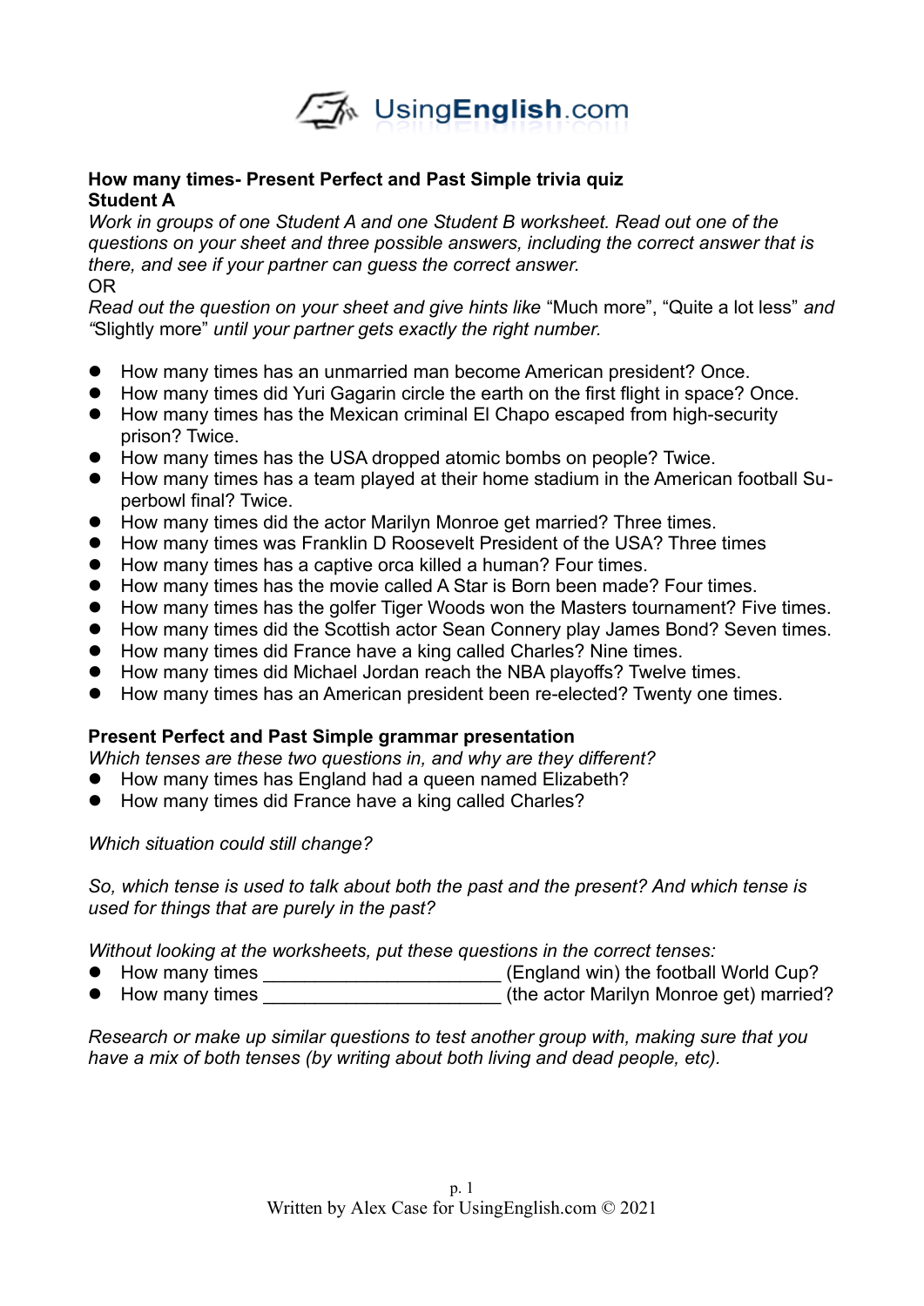UsingEnglish.com

**How many times- Present Perfect and Past Simple trivia quiz**
**Student A**

*Work in groups of one Student A and one Student B worksheet. Read out one of the questions on your sheet and three possible answers, including the correct answer that is there, and see if your partner can guess the correct answer.*

OR

*Read out the question on your sheet and give hints like* "Much more", "Quite a lot less" *and* "Slightly more" *until your partner gets exactly the right number.*

- How many times has an unmarried man become American president? Once.
- How many times did Yuri Gagarin circle the earth on the first flight in space? Once.
- How many times has the Mexican criminal El Chapo escaped from high-security prison? Twice.
- How many times has the USA dropped atomic bombs on people? Twice.
- How many times has a team played at their home stadium in the American football Superbowl final? Twice.
- How many times did the actor Marilyn Monroe get married? Three times.
- How many times was Franklin D Roosevelt President of the USA? Three times
- How many times has a captive orca killed a human? Four times.
- How many times has the movie called A Star is Born been made? Four times.
- How many times has the golfer Tiger Woods won the Masters tournament? Five times.
- How many times did the Scottish actor Sean Connery play James Bond? Seven times.
- How many times did France have a king called Charles? Nine times.
- How many times did Michael Jordan reach the NBA playoffs? Twelve times.
- How many times has an American president been re-elected? Twenty one times.

**Present Perfect and Past Simple grammar presentation**

*Which tenses are these two questions in, and why are they different?*

- How many times has England had a queen named Elizabeth?
- How many times did France have a king called Charles?

*Which situation could still change?*

*So, which tense is used to talk about both the past and the present? And which tense is used for things that are purely in the past?*

*Without looking at the worksheets, put these questions in the correct tenses:*

- How many times ______________________ (England win) the football World Cup?
- How many times ______________________ (the actor Marilyn Monroe get) married?

*Research or make up similar questions to test another group with, making sure that you have a mix of both tenses (by writing about both living and dead people, etc).*

Written by Alex Case for UsingEnglish.com © 2021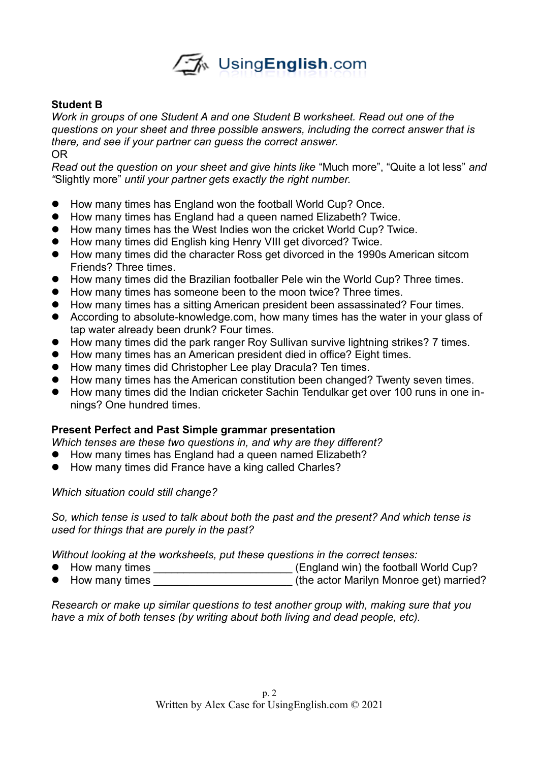**Student B**

*Work in groups of one Student A and one Student B worksheet. Read out one of the questions on your sheet and three possible answers, including the correct answer that is there, and see if your partner can guess the correct answer.*

OR

*Read out the question on your sheet and give hints like* "Much more", "Quite a lot less" *and* "Slightly more" *until your partner gets exactly the right number.*

- How many times has England won the football World Cup? Once.
- How many times has England had a queen named Elizabeth? Twice.
- How many times has the West Indies won the cricket World Cup? Twice.
- How many times did English king Henry VIII get divorced? Twice.
- How many times did the character Ross get divorced in the 1990s American sitcom Friends? Three times.
- How many times did the Brazilian footballer Pele win the World Cup? Three times.
- How many times has someone been to the moon twice? Three times.
- How many times has a sitting American president been assassinated? Four times.
- According to absolute-knowledge.com, how many times has the water in your glass of tap water already been drunk? Four times.
- How many times did the park ranger Roy Sullivan survive lightning strikes? 7 times.
- How many times has an American president died in office? Eight times.
- How many times did Christopher Lee play Dracula? Ten times.
- How many times has the American constitution been changed? Twenty seven times.
- How many times did the Indian cricketer Sachin Tendulkar get over 100 runs in one innings? One hundred times.

**Present Perfect and Past Simple grammar presentation**

*Which tenses are these two questions in, and why are they different?*

- How many times has England had a queen named Elizabeth?
- How many times did France have a king called Charles?

*Which situation could still change?*

*So, which tense is used to talk about both the past and the present? And which tense is used for things that are purely in the past?*

*Without looking at the worksheets, put these questions in the correct tenses:*

- How many times ______________________ (England win) the football World Cup?
- How many times ______________________ (the actor Marilyn Monroe get) married?

*Research or make up similar questions to test another group with, making sure that you have a mix of both tenses (by writing about both living and dead people, etc).*